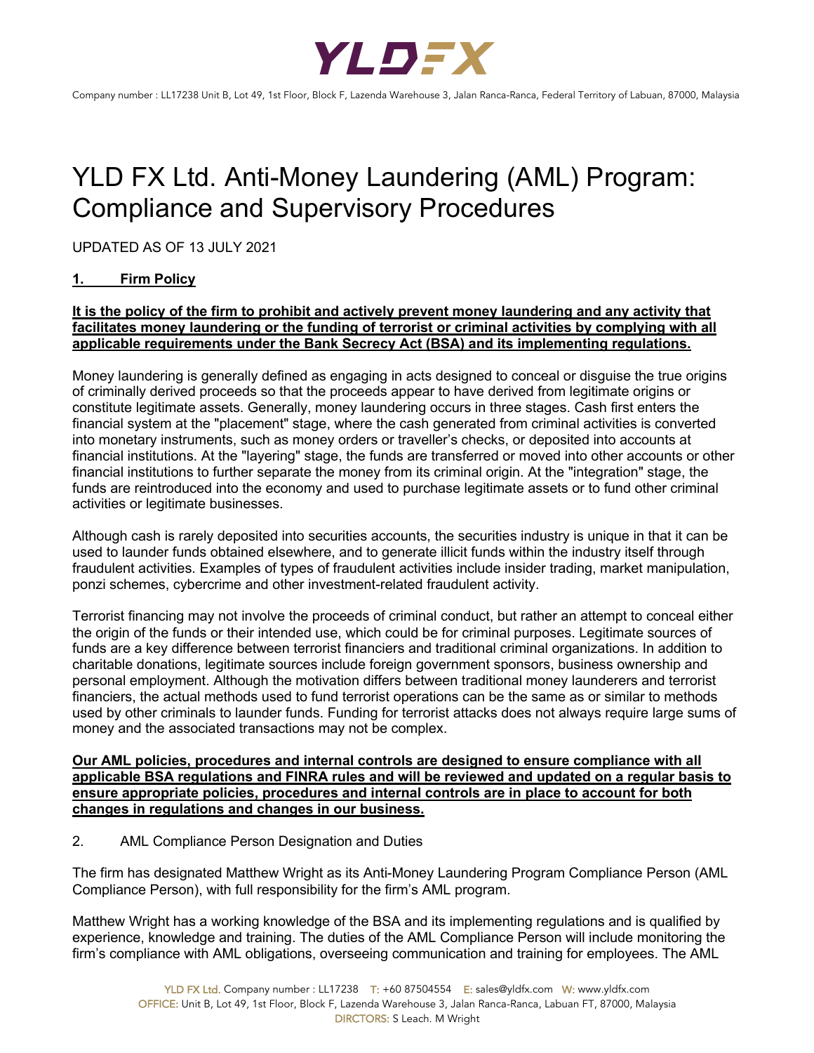# YLD FX Ltd. Anti-Money Laundering (AML) Program: Compliance and Supervisory Procedures

UPDATED AS OF 13 JULY 2021

## 1. Firm Policy

**It is the policy of the firm to prohibit and actively prevent money laundering and any activity that facilitates money laundering or the funding of terrorist or criminal activities by complying with all applicable requirements under the Bank Secrecy Act (BSA) and its implementing regulations.**

Money laundering is generally defined as engaging in acts designed to conceal or disguise the true origins of criminally derived proceeds so that the proceeds appear to have derived from legitimate origins or constitute legitimate assets. Generally, money laundering occurs in three stages. Cash first enters the financial system at the "placement" stage, where the cash generated from criminal activities is converted into monetary instruments, such as money orders or traveller's checks, or deposited into accounts at financial institutions. At the "layering" stage, the funds are transferred or moved into other accounts or other financial institutions to further separate the money from its criminal origin. At the "integration" stage, the funds are reintroduced into the economy and used to purchase legitimate assets or to fund other criminal activities or legitimate businesses.

Although cash is rarely deposited into securities accounts, the securities industry is unique in that it can be used to launder funds obtained elsewhere, and to generate illicit funds within the industry itself through fraudulent activities. Examples of types of fraudulent activities include insider trading, market manipulation, ponzi schemes, cybercrime and other investment-related fraudulent activity.

Terrorist financing may not involve the proceeds of criminal conduct, but rather an attempt to conceal either the origin of the funds or their intended use, which could be for criminal purposes. Legitimate sources of funds are a key difference between terrorist financiers and traditional criminal organizations. In addition to charitable donations, legitimate sources include foreign government sponsors, business ownership and personal employment. Although the motivation differs between traditional money launderers and terrorist financiers, the actual methods used to fund terrorist operations can be the same as or similar to methods used by other criminals to launder funds. Funding for terrorist attacks does not always require large sums of money and the associated transactions may not be complex.

**Our AML policies, procedures and internal controls are designed to ensure compliance with all applicable BSA regulations and FINRA rules and will be reviewed and updated on a regular basis to ensure appropriate policies, procedures and internal controls are in place to account for both changes in regulations and changes in our business.**

## 2. AML Compliance Person Designation and Duties

The firm has designated Matthew Wright as its Anti-Money Laundering Program Compliance Person (AML Compliance Person), with full responsibility for the firm's AML program.

Matthew Wright has a working knowledge of the BSA and its implementing regulations and is qualified by experience, knowledge and training. The duties of the AML Compliance Person will include monitoring the firm's compliance with AML obligations, overseeing communication and training for employees. The AML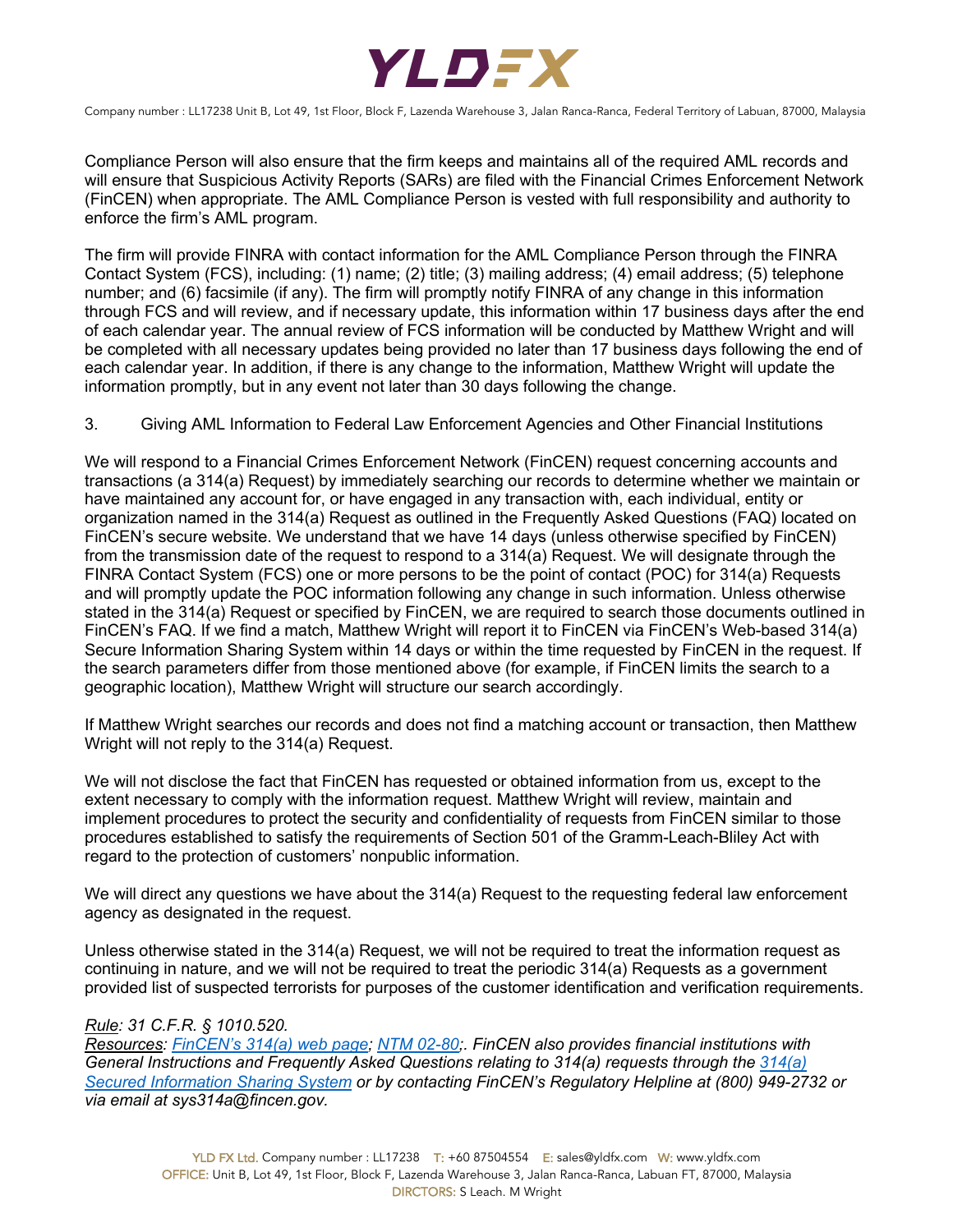Compliance Person will also ensure that the firm keeps and maintains all of the required AML records and will ensure that Suspicious Activity Reports (SARs) are filed with the Financial Crimes Enforcement Network (FinCEN) when appropriate. The AML Compliance Person is vested with full responsibility and authority to enforce the firm's AML program.

The firm will provide FINRA with contact information for the AML Compliance Person through the FINRA Contact System (FCS), including: (1) name; (2) title; (3) mailing address; (4) email address; (5) telephone number; and (6) facsimile (if any). The firm will promptly notify FINRA of any change in this information through FCS and will review, and if necessary update, this information within 17 business days after the end of each calendar year. The annual review of FCS information will be conducted by Matthew Wright and will be completed with all necessary updates being provided no later than 17 business days following the end of each calendar year. In addition, if there is any change to the information, Matthew Wright will update the information promptly, but in any event not later than 30 days following the change.

3. Giving AML Information to Federal Law Enforcement Agencies and Other Financial Institutions

We will respond to a Financial Crimes Enforcement Network (FinCEN) request concerning accounts and transactions (a 314(a) Request) by immediately searching our records to determine whether we maintain or have maintained any account for, or have engaged in any transaction with, each individual, entity or organization named in the 314(a) Request as outlined in the Frequently Asked Questions (FAQ) located on FinCEN's secure website. We understand that we have 14 days (unless otherwise specified by FinCEN) from the transmission date of the request to respond to a 314(a) Request. We will designate through the FINRA Contact System (FCS) one or more persons to be the point of contact (POC) for 314(a) Requests and will promptly update the POC information following any change in such information. Unless otherwise stated in the 314(a) Request or specified by FinCEN, we are required to search those documents outlined in FinCEN's FAQ. If we find a match, Matthew Wright will report it to FinCEN via FinCEN's Web-based 314(a) Secure Information Sharing System within 14 days or within the time requested by FinCEN in the request. If the search parameters differ from those mentioned above (for example, if FinCEN limits the search to a geographic location), Matthew Wright will structure our search accordingly.

If Matthew Wright searches our records and does not find a matching account or transaction, then Matthew Wright will not reply to the 314(a) Request.

We will not disclose the fact that FinCEN has requested or obtained information from us, except to the extent necessary to comply with the information request. Matthew Wright will review, maintain and implement procedures to protect the security and confidentiality of requests from FinCEN similar to those procedures established to satisfy the requirements of Section 501 of the Gramm-Leach-Bliley Act with regard to the protection of customers' nonpublic information.

We will direct any questions we have about the 314(a) Request to the requesting federal law enforcement agency as designated in the request.

Unless otherwise stated in the 314(a) Request, we will not be required to treat the information request as continuing in nature, and we will not be required to treat the periodic 314(a) Requests as a government provided list of suspected terrorists for purposes of the customer identification and verification requirements.

*Rule: 31 C.F.R. § 1010.520.*
*Resources: FinCEN's 314(a) web page; NTM 02-80;. FinCEN also provides financial institutions with General Instructions and Frequently Asked Questions relating to 314(a) requests through the 314(a) Secured Information Sharing System or by contacting FinCEN's Regulatory Helpline at (800) 949-2732 or via email at sys314a@fincen.gov.*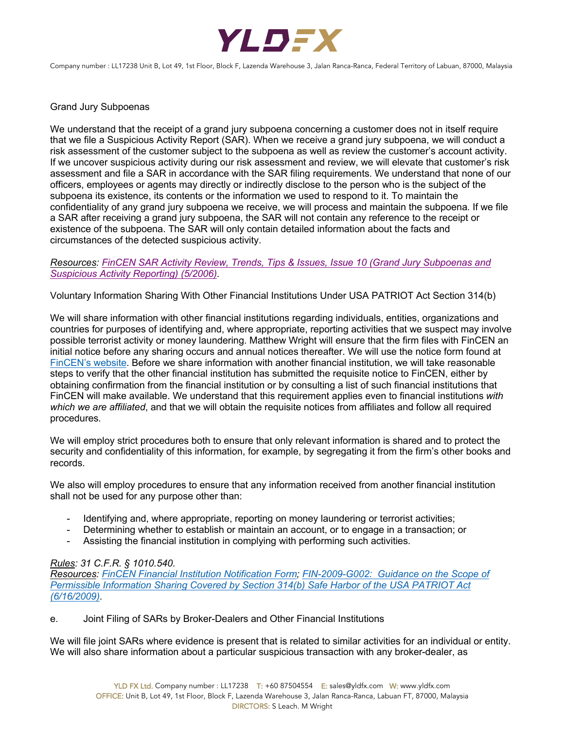Grand Jury Subpoenas

We understand that the receipt of a grand jury subpoena concerning a customer does not in itself require that we file a Suspicious Activity Report (SAR). When we receive a grand jury subpoena, we will conduct a risk assessment of the customer subject to the subpoena as well as review the customer's account activity. If we uncover suspicious activity during our risk assessment and review, we will elevate that customer's risk assessment and file a SAR in accordance with the SAR filing requirements. We understand that none of our officers, employees or agents may directly or indirectly disclose to the person who is the subject of the subpoena its existence, its contents or the information we used to respond to it. To maintain the confidentiality of any grand jury subpoena we receive, we will process and maintain the subpoena. If we file a SAR after receiving a grand jury subpoena, the SAR will not contain any reference to the receipt or existence of the subpoena. The SAR will only contain detailed information about the facts and circumstances of the detected suspicious activity.

*Resources: FinCEN SAR Activity Review, Trends, Tips & Issues, Issue 10 (Grand Jury Subpoenas and Suspicious Activity Reporting) (5/2006)*.

Voluntary Information Sharing With Other Financial Institutions Under USA PATRIOT Act Section 314(b)

We will share information with other financial institutions regarding individuals, entities, organizations and countries for purposes of identifying and, where appropriate, reporting activities that we suspect may involve possible terrorist activity or money laundering. Matthew Wright will ensure that the firm files with FinCEN an initial notice before any sharing occurs and annual notices thereafter. We will use the notice form found at FinCEN's website. Before we share information with another financial institution, we will take reasonable steps to verify that the other financial institution has submitted the requisite notice to FinCEN, either by obtaining confirmation from the financial institution or by consulting a list of such financial institutions that FinCEN will make available. We understand that this requirement applies even to financial institutions *with which we are affiliated*, and that we will obtain the requisite notices from affiliates and follow all required procedures.

We will employ strict procedures both to ensure that only relevant information is shared and to protect the security and confidentiality of this information, for example, by segregating it from the firm's other books and records.

We also will employ procedures to ensure that any information received from another financial institution shall not be used for any purpose other than:

- Identifying and, where appropriate, reporting on money laundering or terrorist activities;
- Determining whether to establish or maintain an account, or to engage in a transaction; or
- Assisting the financial institution in complying with performing such activities.

*Rules: 31 C.F.R. § 1010.540.*
*Resources: FinCEN Financial Institution Notification Form; FIN-2009-G002: Guidance on the Scope of Permissible Information Sharing Covered by Section 314(b) Safe Harbor of the USA PATRIOT Act (6/16/2009)*.

e. Joint Filing of SARs by Broker-Dealers and Other Financial Institutions

We will file joint SARs where evidence is present that is related to similar activities for an individual or entity. We will also share information about a particular suspicious transaction with any broker-dealer, as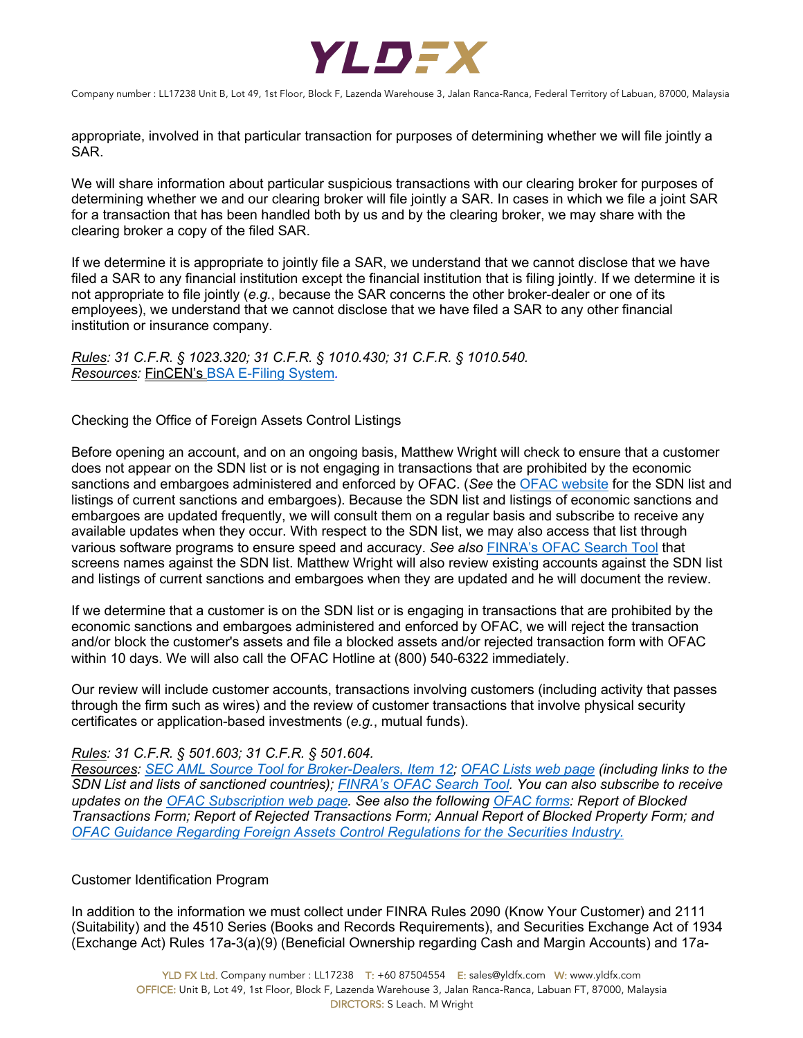appropriate, involved in that particular transaction for purposes of determining whether we will file jointly a SAR.

We will share information about particular suspicious transactions with our clearing broker for purposes of determining whether we and our clearing broker will file jointly a SAR. In cases in which we file a joint SAR for a transaction that has been handled both by us and by the clearing broker, we may share with the clearing broker a copy of the filed SAR.

If we determine it is appropriate to jointly file a SAR, we understand that we cannot disclose that we have filed a SAR to any financial institution except the financial institution that is filing jointly. If we determine it is not appropriate to file jointly (*e.g.*, because the SAR concerns the other broker-dealer or one of its employees), we understand that we cannot disclose that we have filed a SAR to any other financial institution or insurance company.

*Rules: 31 C.F.R. § 1023.320; 31 C.F.R. § 1010.430; 31 C.F.R. § 1010.540.*
*Resources:* FinCEN's BSA E-Filing System.

## Checking the Office of Foreign Assets Control Listings

Before opening an account, and on an ongoing basis, Matthew Wright will check to ensure that a customer does not appear on the SDN list or is not engaging in transactions that are prohibited by the economic sanctions and embargoes administered and enforced by OFAC. (*See* the OFAC website for the SDN list and listings of current sanctions and embargoes). Because the SDN list and listings of economic sanctions and embargoes are updated frequently, we will consult them on a regular basis and subscribe to receive any available updates when they occur. With respect to the SDN list, we may also access that list through various software programs to ensure speed and accuracy. *See also* FINRA's OFAC Search Tool that screens names against the SDN list. Matthew Wright will also review existing accounts against the SDN list and listings of current sanctions and embargoes when they are updated and he will document the review.

If we determine that a customer is on the SDN list or is engaging in transactions that are prohibited by the economic sanctions and embargoes administered and enforced by OFAC, we will reject the transaction and/or block the customer's assets and file a blocked assets and/or rejected transaction form with OFAC within 10 days. We will also call the OFAC Hotline at (800) 540-6322 immediately.

Our review will include customer accounts, transactions involving customers (including activity that passes through the firm such as wires) and the review of customer transactions that involve physical security certificates or application-based investments (*e.g.*, mutual funds).

*Rules: 31 C.F.R. § 501.603; 31 C.F.R. § 501.604.*
*Resources: SEC AML Source Tool for Broker-Dealers, Item 12; OFAC Lists web page (including links to the SDN List and lists of sanctioned countries); FINRA's OFAC Search Tool. You can also subscribe to receive updates on the OFAC Subscription web page. See also the following OFAC forms: Report of Blocked Transactions Form; Report of Rejected Transactions Form; Annual Report of Blocked Property Form; and OFAC Guidance Regarding Foreign Assets Control Regulations for the Securities Industry.*

## Customer Identification Program

In addition to the information we must collect under FINRA Rules 2090 (Know Your Customer) and 2111 (Suitability) and the 4510 Series (Books and Records Requirements), and Securities Exchange Act of 1934 (Exchange Act) Rules 17a-3(a)(9) (Beneficial Ownership regarding Cash and Margin Accounts) and 17a-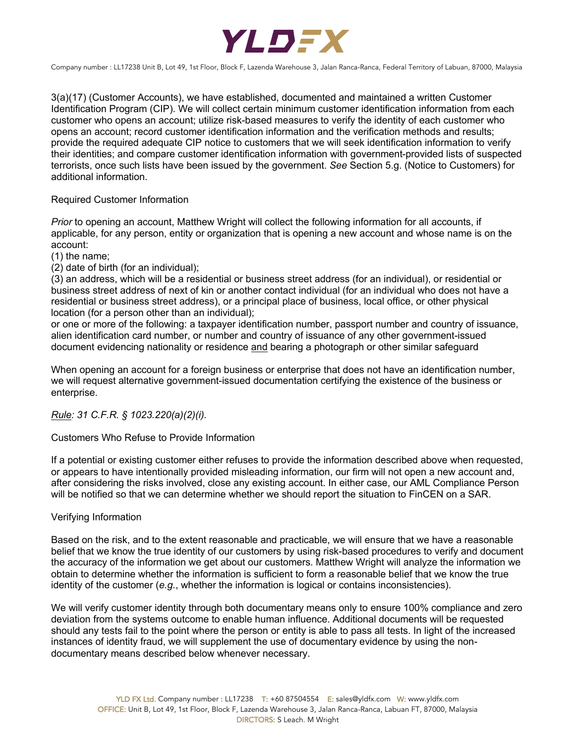3(a)(17) (Customer Accounts), we have established, documented and maintained a written Customer Identification Program (CIP). We will collect certain minimum customer identification information from each customer who opens an account; utilize risk-based measures to verify the identity of each customer who opens an account; record customer identification information and the verification methods and results; provide the required adequate CIP notice to customers that we will seek identification information to verify their identities; and compare customer identification information with government-provided lists of suspected terrorists, once such lists have been issued by the government. *See* Section 5.g. (Notice to Customers) for additional information.

Required Customer Information

*Prior* to opening an account, Matthew Wright will collect the following information for all accounts, if applicable, for any person, entity or organization that is opening a new account and whose name is on the account:

(1) the name;
(2) date of birth (for an individual);
(3) an address, which will be a residential or business street address (for an individual), or residential or business street address of next of kin or another contact individual (for an individual who does not have a residential or business street address), or a principal place of business, local office, or other physical location (for a person other than an individual);
or one or more of the following: a taxpayer identification number, passport number and country of issuance, alien identification card number, or number and country of issuance of any other government-issued document evidencing nationality or residence <u>and</u> bearing a photograph or other similar safeguard

When opening an account for a foreign business or enterprise that does not have an identification number, we will request alternative government-issued documentation certifying the existence of the business or enterprise.

*<u>Rule</u>: 31 C.F.R. § 1023.220(a)(2)(i).*

Customers Who Refuse to Provide Information

If a potential or existing customer either refuses to provide the information described above when requested, or appears to have intentionally provided misleading information, our firm will not open a new account and, after considering the risks involved, close any existing account. In either case, our AML Compliance Person will be notified so that we can determine whether we should report the situation to FinCEN on a SAR.

Verifying Information

Based on the risk, and to the extent reasonable and practicable, we will ensure that we have a reasonable belief that we know the true identity of our customers by using risk-based procedures to verify and document the accuracy of the information we get about our customers. Matthew Wright will analyze the information we obtain to determine whether the information is sufficient to form a reasonable belief that we know the true identity of the customer (*e.g.*, whether the information is logical or contains inconsistencies).

We will verify customer identity through both documentary means only to ensure 100% compliance and zero deviation from the systems outcome to enable human influence. Additional documents will be requested should any tests fail to the point where the person or entity is able to pass all tests. In light of the increased instances of identity fraud, we will supplement the use of documentary evidence by using the non-documentary means described below whenever necessary.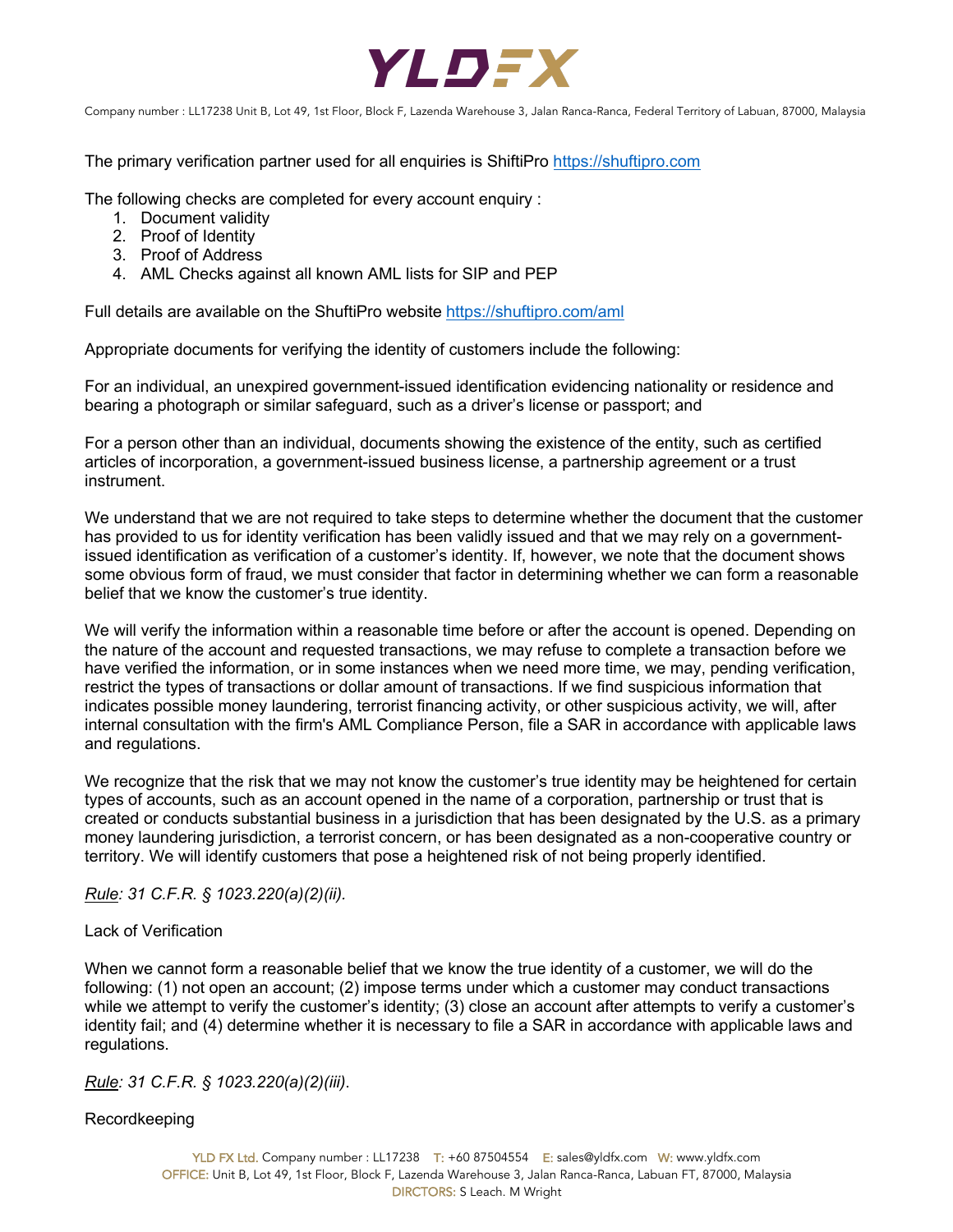The primary verification partner used for all enquiries is ShiftiPro [https://shuftipro.com](https://shuftipro.com)

The following checks are completed for every account enquiry :

1. Document validity
2. Proof of Identity
3. Proof of Address
4. AML Checks against all known AML lists for SIP and PEP

Full details are available on the ShuftiPro website [https://shuftipro.com/aml](https://shuftipro.com/aml)

Appropriate documents for verifying the identity of customers include the following:

For an individual, an unexpired government-issued identification evidencing nationality or residence and bearing a photograph or similar safeguard, such as a driver's license or passport; and

For a person other than an individual, documents showing the existence of the entity, such as certified articles of incorporation, a government-issued business license, a partnership agreement or a trust instrument.

We understand that we are not required to take steps to determine whether the document that the customer has provided to us for identity verification has been validly issued and that we may rely on a government-issued identification as verification of a customer's identity. If, however, we note that the document shows some obvious form of fraud, we must consider that factor in determining whether we can form a reasonable belief that we know the customer's true identity.

We will verify the information within a reasonable time before or after the account is opened. Depending on the nature of the account and requested transactions, we may refuse to complete a transaction before we have verified the information, or in some instances when we need more time, we may, pending verification, restrict the types of transactions or dollar amount of transactions. If we find suspicious information that indicates possible money laundering, terrorist financing activity, or other suspicious activity, we will, after internal consultation with the firm's AML Compliance Person, file a SAR in accordance with applicable laws and regulations.

We recognize that the risk that we may not know the customer's true identity may be heightened for certain types of accounts, such as an account opened in the name of a corporation, partnership or trust that is created or conducts substantial business in a jurisdiction that has been designated by the U.S. as a primary money laundering jurisdiction, a terrorist concern, or has been designated as a non-cooperative country or territory. We will identify customers that pose a heightened risk of not being properly identified.

*<u>Rule</u>: 31 C.F.R. § 1023.220(a)(2)(ii).*

Lack of Verification

When we cannot form a reasonable belief that we know the true identity of a customer, we will do the following: (1) not open an account; (2) impose terms under which a customer may conduct transactions while we attempt to verify the customer's identity; (3) close an account after attempts to verify a customer's identity fail; and (4) determine whether it is necessary to file a SAR in accordance with applicable laws and regulations.

*<u>Rule</u>: 31 C.F.R. § 1023.220(a)(2)(iii).*

Recordkeeping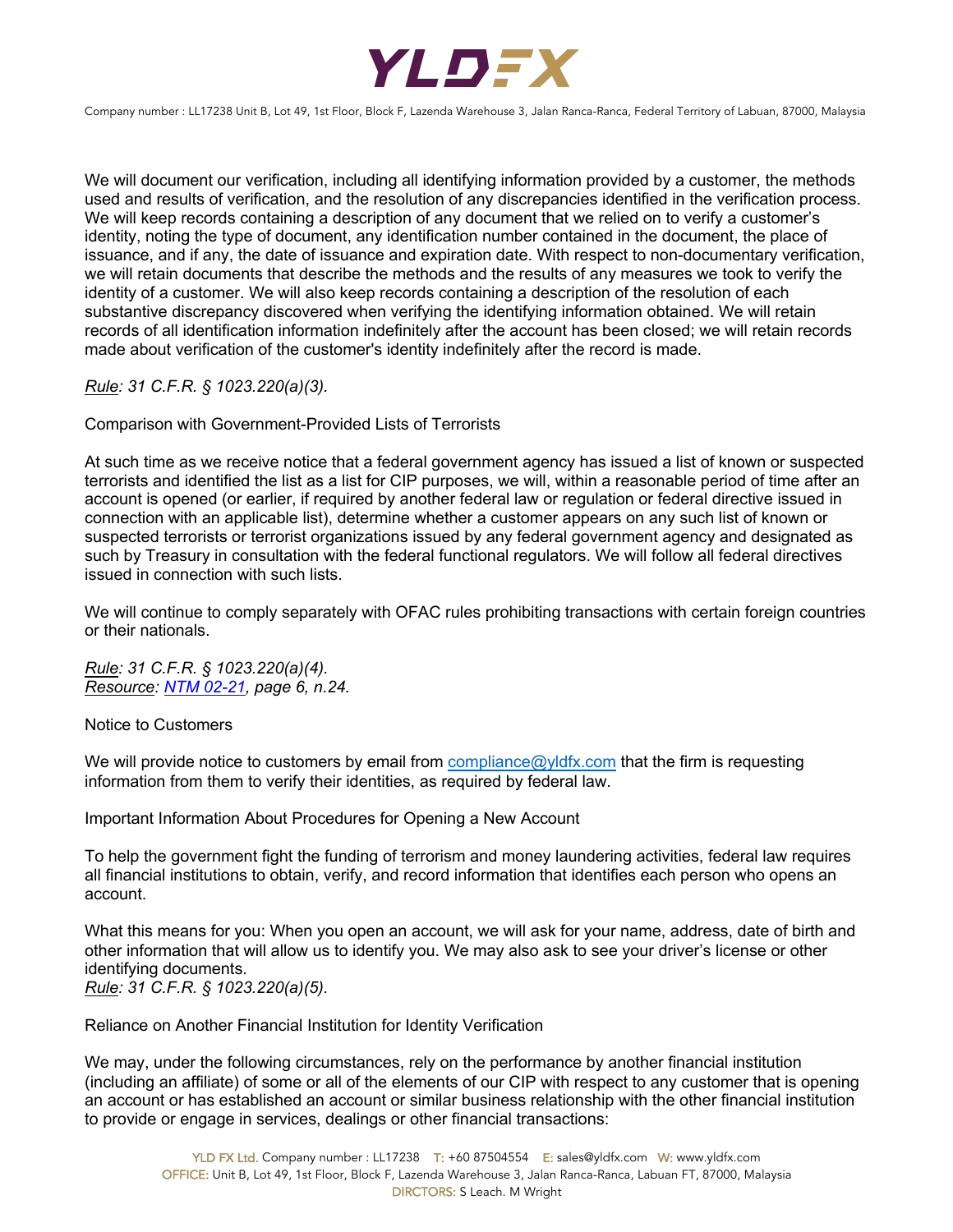We will document our verification, including all identifying information provided by a customer, the methods used and results of verification, and the resolution of any discrepancies identified in the verification process. We will keep records containing a description of any document that we relied on to verify a customer's identity, noting the type of document, any identification number contained in the document, the place of issuance, and if any, the date of issuance and expiration date. With respect to non-documentary verification, we will retain documents that describe the methods and the results of any measures we took to verify the identity of a customer. We will also keep records containing a description of the resolution of each substantive discrepancy discovered when verifying the identifying information obtained. We will retain records of all identification information indefinitely after the account has been closed; we will retain records made about verification of the customer's identity indefinitely after the record is made.

*Rule: 31 C.F.R. § 1023.220(a)(3).*

Comparison with Government-Provided Lists of Terrorists

At such time as we receive notice that a federal government agency has issued a list of known or suspected terrorists and identified the list as a list for CIP purposes, we will, within a reasonable period of time after an account is opened (or earlier, if required by another federal law or regulation or federal directive issued in connection with an applicable list), determine whether a customer appears on any such list of known or suspected terrorists or terrorist organizations issued by any federal government agency and designated as such by Treasury in consultation with the federal functional regulators. We will follow all federal directives issued in connection with such lists.

We will continue to comply separately with OFAC rules prohibiting transactions with certain foreign countries or their nationals.

*Rule: 31 C.F.R. § 1023.220(a)(4).*
*Resource: NTM 02-21, page 6, n.24.*

Notice to Customers

We will provide notice to customers by email from compliance@yldfx.com that the firm is requesting information from them to verify their identities, as required by federal law.

Important Information About Procedures for Opening a New Account

To help the government fight the funding of terrorism and money laundering activities, federal law requires all financial institutions to obtain, verify, and record information that identifies each person who opens an account.

What this means for you: When you open an account, we will ask for your name, address, date of birth and other information that will allow us to identify you. We may also ask to see your driver's license or other identifying documents.
*Rule: 31 C.F.R. § 1023.220(a)(5).*

Reliance on Another Financial Institution for Identity Verification

We may, under the following circumstances, rely on the performance by another financial institution (including an affiliate) of some or all of the elements of our CIP with respect to any customer that is opening an account or has established an account or similar business relationship with the other financial institution to provide or engage in services, dealings or other financial transactions: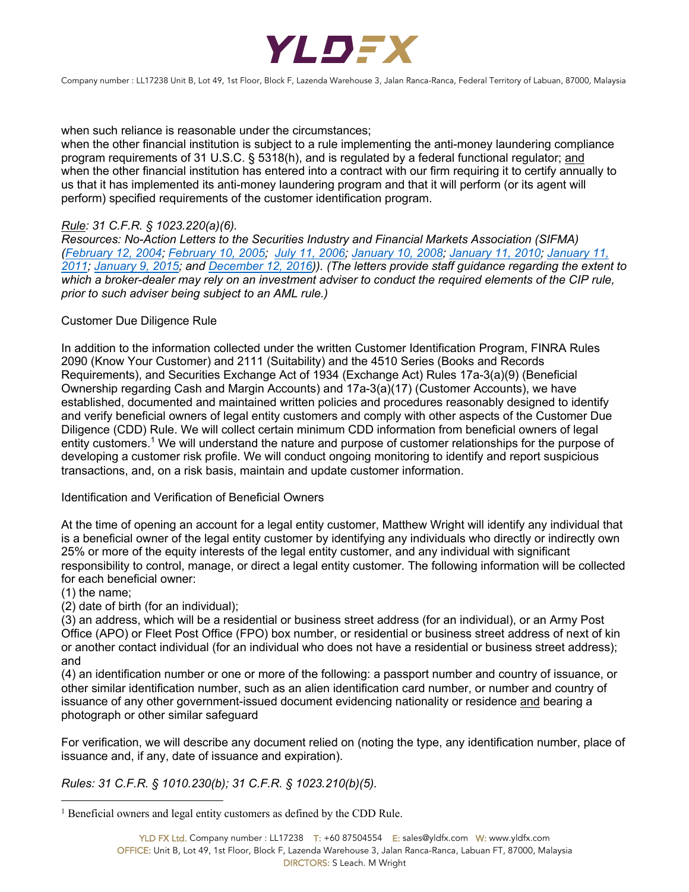when such reliance is reasonable under the circumstances;
when the other financial institution is subject to a rule implementing the anti-money laundering compliance program requirements of 31 U.S.C. § 5318(h), and is regulated by a federal functional regulator; and
when the other financial institution has entered into a contract with our firm requiring it to certify annually to us that it has implemented its anti-money laundering program and that it will perform (or its agent will perform) specified requirements of the customer identification program.

*Rule: 31 C.F.R. § 1023.220(a)(6).*
*Resources: No-Action Letters to the Securities Industry and Financial Markets Association (SIFMA) (February 12, 2004; February 10, 2005; July 11, 2006; January 10, 2008; January 11, 2010; January 11, 2011; January 9, 2015; and December 12, 2016)). (The letters provide staff guidance regarding the extent to which a broker-dealer may rely on an investment adviser to conduct the required elements of the CIP rule, prior to such adviser being subject to an AML rule.)*

Customer Due Diligence Rule

In addition to the information collected under the written Customer Identification Program, FINRA Rules 2090 (Know Your Customer) and 2111 (Suitability) and the 4510 Series (Books and Records Requirements), and Securities Exchange Act of 1934 (Exchange Act) Rules 17a-3(a)(9) (Beneficial Ownership regarding Cash and Margin Accounts) and 17a-3(a)(17) (Customer Accounts), we have established, documented and maintained written policies and procedures reasonably designed to identify and verify beneficial owners of legal entity customers and comply with other aspects of the Customer Due Diligence (CDD) Rule. We will collect certain minimum CDD information from beneficial owners of legal entity customers.[1] We will understand the nature and purpose of customer relationships for the purpose of developing a customer risk profile. We will conduct ongoing monitoring to identify and report suspicious transactions, and, on a risk basis, maintain and update customer information.

Identification and Verification of Beneficial Owners

At the time of opening an account for a legal entity customer, Matthew Wright will identify any individual that is a beneficial owner of the legal entity customer by identifying any individuals who directly or indirectly own 25% or more of the equity interests of the legal entity customer, and any individual with significant responsibility to control, manage, or direct a legal entity customer. The following information will be collected for each beneficial owner:
(1) the name;
(2) date of birth (for an individual);
(3) an address, which will be a residential or business street address (for an individual), or an Army Post Office (APO) or Fleet Post Office (FPO) box number, or residential or business street address of next of kin or another contact individual (for an individual who does not have a residential or business street address); and
(4) an identification number or one or more of the following: a passport number and country of issuance, or other similar identification number, such as an alien identification card number, or number and country of issuance of any other government-issued document evidencing nationality or residence and bearing a photograph or other similar safeguard

For verification, we will describe any document relied on (noting the type, any identification number, place of issuance and, if any, date of issuance and expiration).

*Rules: 31 C.F.R. § 1010.230(b); 31 C.F.R. § 1023.210(b)(5).*

[1] Beneficial owners and legal entity customers as defined by the CDD Rule.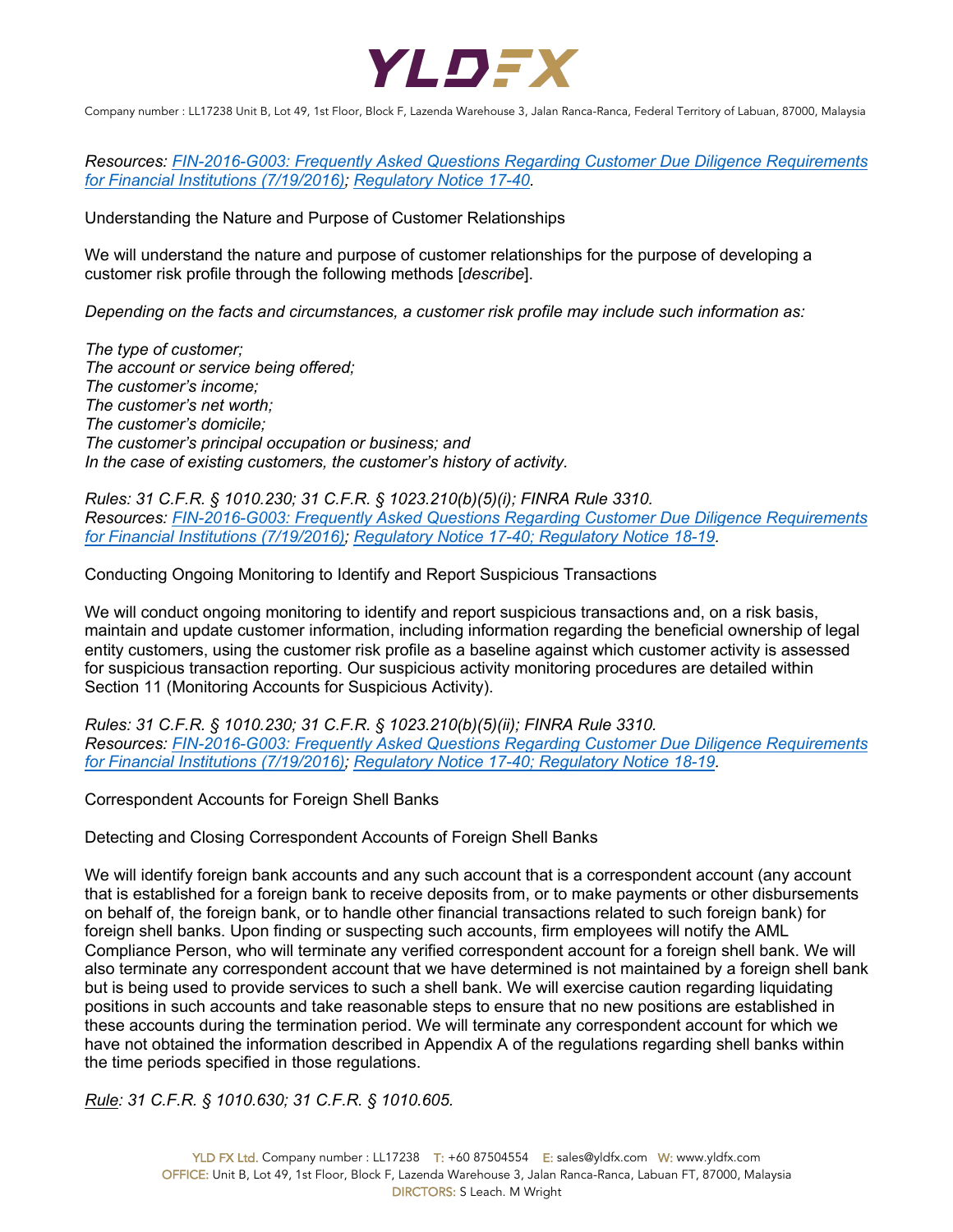*Resources: [FIN-2016-G003: Frequently Asked Questions Regarding Customer Due Diligence Requirements for Financial Institutions (7/19/2016)](); [Regulatory Notice 17-40]().*

### Understanding the Nature and Purpose of Customer Relationships

We will understand the nature and purpose of customer relationships for the purpose of developing a customer risk profile through the following methods [*describe*].

*Depending on the facts and circumstances, a customer risk profile may include such information as:*

*The type of customer;*
*The account or service being offered;*
*The customer's income;*
*The customer's net worth;*
*The customer's domicile;*
*The customer's principal occupation or business; and*
*In the case of existing customers, the customer's history of activity.*

*Rules: 31 C.F.R. § 1010.230; 31 C.F.R. § 1023.210(b)(5)(i); FINRA Rule 3310.*
*Resources: [FIN-2016-G003: Frequently Asked Questions Regarding Customer Due Diligence Requirements for Financial Institutions (7/19/2016)](); [Regulatory Notice 17-40; Regulatory Notice 18-19]().*

### Conducting Ongoing Monitoring to Identify and Report Suspicious Transactions

We will conduct ongoing monitoring to identify and report suspicious transactions and, on a risk basis, maintain and update customer information, including information regarding the beneficial ownership of legal entity customers, using the customer risk profile as a baseline against which customer activity is assessed for suspicious transaction reporting. Our suspicious activity monitoring procedures are detailed within Section 11 (Monitoring Accounts for Suspicious Activity).

*Rules: 31 C.F.R. § 1010.230; 31 C.F.R. § 1023.210(b)(5)(ii); FINRA Rule 3310.*
*Resources: [FIN-2016-G003: Frequently Asked Questions Regarding Customer Due Diligence Requirements for Financial Institutions (7/19/2016)](); [Regulatory Notice 17-40; Regulatory Notice 18-19]().*

## Correspondent Accounts for Foreign Shell Banks

### Detecting and Closing Correspondent Accounts of Foreign Shell Banks

We will identify foreign bank accounts and any such account that is a correspondent account (any account that is established for a foreign bank to receive deposits from, or to make payments or other disbursements on behalf of, the foreign bank, or to handle other financial transactions related to such foreign bank) for foreign shell banks. Upon finding or suspecting such accounts, firm employees will notify the AML Compliance Person, who will terminate any verified correspondent account for a foreign shell bank. We will also terminate any correspondent account that we have determined is not maintained by a foreign shell bank but is being used to provide services to such a shell bank. We will exercise caution regarding liquidating positions in such accounts and take reasonable steps to ensure that no new positions are established in these accounts during the termination period. We will terminate any correspondent account for which we have not obtained the information described in Appendix A of the regulations regarding shell banks within the time periods specified in those regulations.

*<u>Rule</u>: 31 C.F.R. § 1010.630; 31 C.F.R. § 1010.605.*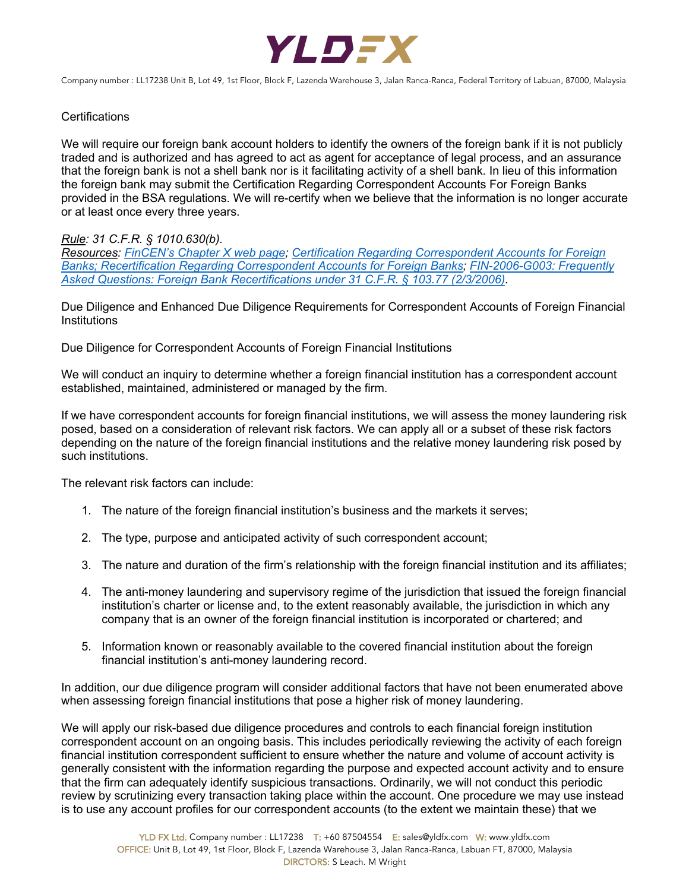Certifications

We will require our foreign bank account holders to identify the owners of the foreign bank if it is not publicly traded and is authorized and has agreed to act as agent for acceptance of legal process, and an assurance that the foreign bank is not a shell bank nor is it facilitating activity of a shell bank. In lieu of this information the foreign bank may submit the Certification Regarding Correspondent Accounts For Foreign Banks provided in the BSA regulations. We will re-certify when we believe that the information is no longer accurate or at least once every three years.

*Rule: 31 C.F.R. § 1010.630(b).*
*Resources: FinCEN's Chapter X web page; Certification Regarding Correspondent Accounts for Foreign Banks; Recertification Regarding Correspondent Accounts for Foreign Banks; FIN-2006-G003: Frequently Asked Questions: Foreign Bank Recertifications under 31 C.F.R. § 103.77 (2/3/2006).*

Due Diligence and Enhanced Due Diligence Requirements for Correspondent Accounts of Foreign Financial Institutions

Due Diligence for Correspondent Accounts of Foreign Financial Institutions

We will conduct an inquiry to determine whether a foreign financial institution has a correspondent account established, maintained, administered or managed by the firm.

If we have correspondent accounts for foreign financial institutions, we will assess the money laundering risk posed, based on a consideration of relevant risk factors. We can apply all or a subset of these risk factors depending on the nature of the foreign financial institutions and the relative money laundering risk posed by such institutions.

The relevant risk factors can include:

1. The nature of the foreign financial institution's business and the markets it serves;
2. The type, purpose and anticipated activity of such correspondent account;
3. The nature and duration of the firm's relationship with the foreign financial institution and its affiliates;
4. The anti-money laundering and supervisory regime of the jurisdiction that issued the foreign financial institution's charter or license and, to the extent reasonably available, the jurisdiction in which any company that is an owner of the foreign financial institution is incorporated or chartered; and
5. Information known or reasonably available to the covered financial institution about the foreign financial institution's anti-money laundering record.

In addition, our due diligence program will consider additional factors that have not been enumerated above when assessing foreign financial institutions that pose a higher risk of money laundering.

We will apply our risk-based due diligence procedures and controls to each financial foreign institution correspondent account on an ongoing basis. This includes periodically reviewing the activity of each foreign financial institution correspondent sufficient to ensure whether the nature and volume of account activity is generally consistent with the information regarding the purpose and expected account activity and to ensure that the firm can adequately identify suspicious transactions. Ordinarily, we will not conduct this periodic review by scrutinizing every transaction taking place within the account. One procedure we may use instead is to use any account profiles for our correspondent accounts (to the extent we maintain these) that we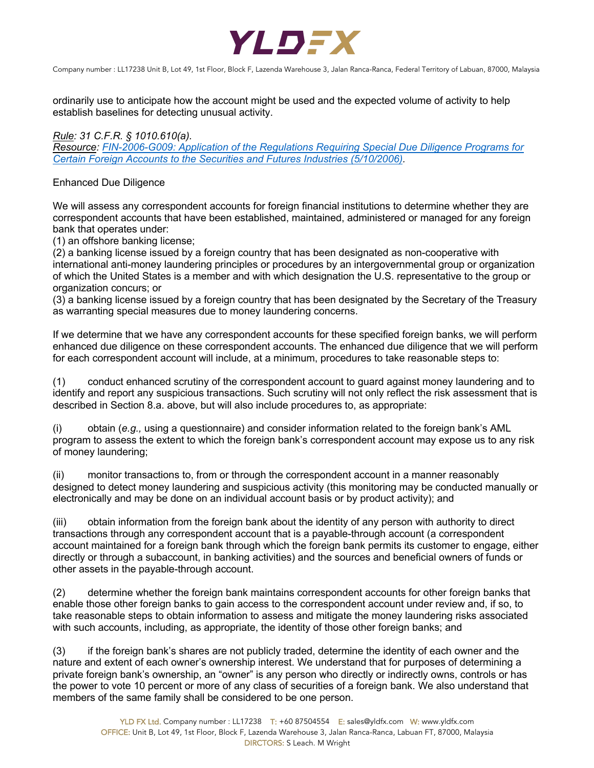ordinarily use to anticipate how the account might be used and the expected volume of activity to help establish baselines for detecting unusual activity.

*Rule: 31 C.F.R. § 1010.610(a).*
*Resource: [FIN-2006-G009: Application of the Regulations Requiring Special Due Diligence Programs for Certain Foreign Accounts to the Securities and Futures Industries (5/10/2006)](FIN-2006-G009).*

Enhanced Due Diligence

We will assess any correspondent accounts for foreign financial institutions to determine whether they are correspondent accounts that have been established, maintained, administered or managed for any foreign bank that operates under:
(1) an offshore banking license;
(2) a banking license issued by a foreign country that has been designated as non-cooperative with international anti-money laundering principles or procedures by an intergovernmental group or organization of which the United States is a member and with which designation the U.S. representative to the group or organization concurs; or
(3) a banking license issued by a foreign country that has been designated by the Secretary of the Treasury as warranting special measures due to money laundering concerns.

If we determine that we have any correspondent accounts for these specified foreign banks, we will perform enhanced due diligence on these correspondent accounts. The enhanced due diligence that we will perform for each correspondent account will include, at a minimum, procedures to take reasonable steps to:

(1) conduct enhanced scrutiny of the correspondent account to guard against money laundering and to identify and report any suspicious transactions. Such scrutiny will not only reflect the risk assessment that is described in Section 8.a. above, but will also include procedures to, as appropriate:

(i) obtain (*e.g.,* using a questionnaire) and consider information related to the foreign bank's AML program to assess the extent to which the foreign bank's correspondent account may expose us to any risk of money laundering;

(ii) monitor transactions to, from or through the correspondent account in a manner reasonably designed to detect money laundering and suspicious activity (this monitoring may be conducted manually or electronically and may be done on an individual account basis or by product activity); and

(iii) obtain information from the foreign bank about the identity of any person with authority to direct transactions through any correspondent account that is a payable-through account (a correspondent account maintained for a foreign bank through which the foreign bank permits its customer to engage, either directly or through a subaccount, in banking activities) and the sources and beneficial owners of funds or other assets in the payable-through account.

(2) determine whether the foreign bank maintains correspondent accounts for other foreign banks that enable those other foreign banks to gain access to the correspondent account under review and, if so, to take reasonable steps to obtain information to assess and mitigate the money laundering risks associated with such accounts, including, as appropriate, the identity of those other foreign banks; and

(3) if the foreign bank's shares are not publicly traded, determine the identity of each owner and the nature and extent of each owner's ownership interest. We understand that for purposes of determining a private foreign bank's ownership, an "owner" is any person who directly or indirectly owns, controls or has the power to vote 10 percent or more of any class of securities of a foreign bank. We also understand that members of the same family shall be considered to be one person.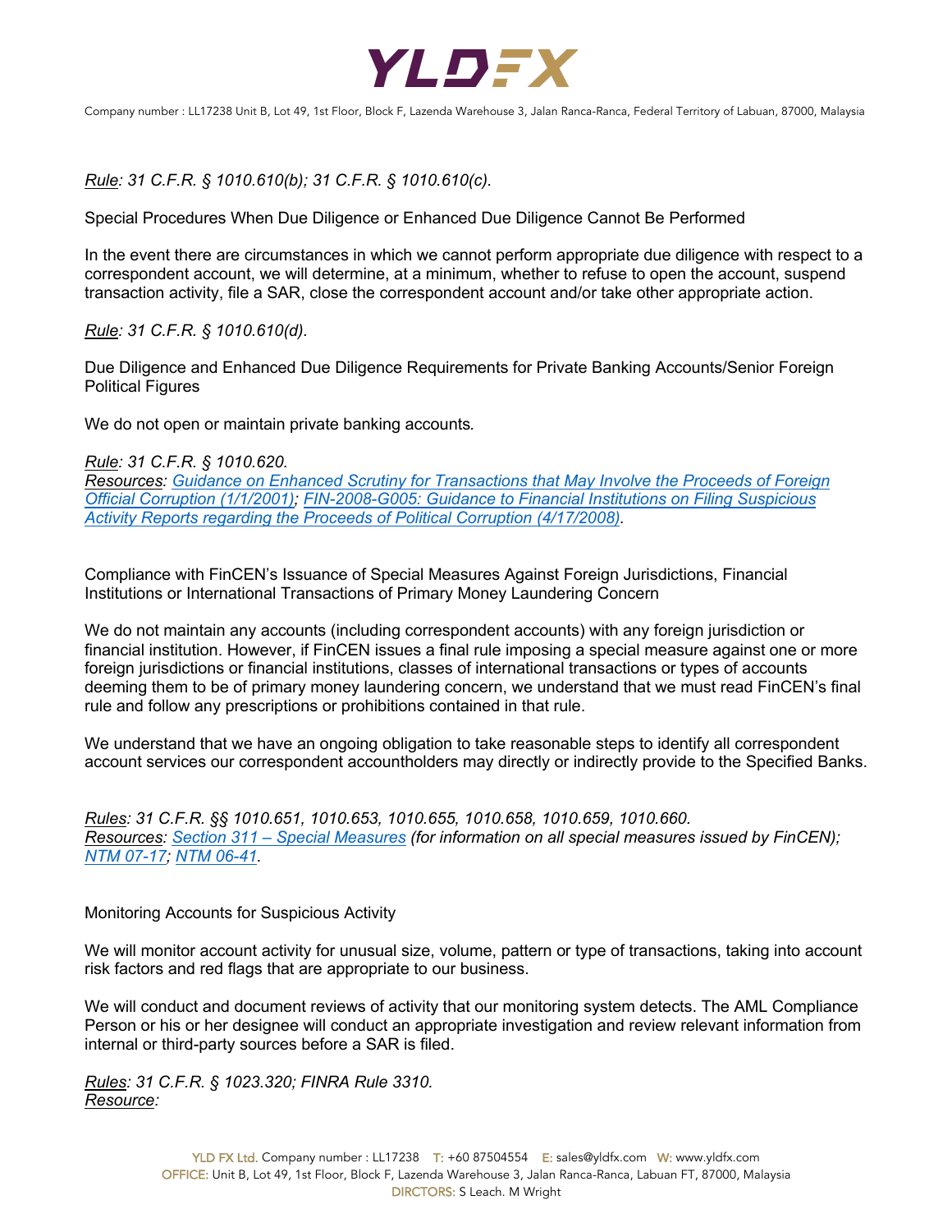*Rule: 31 C.F.R. § 1010.610(b); 31 C.F.R. § 1010.610(c).*

Special Procedures When Due Diligence or Enhanced Due Diligence Cannot Be Performed

In the event there are circumstances in which we cannot perform appropriate due diligence with respect to a correspondent account, we will determine, at a minimum, whether to refuse to open the account, suspend transaction activity, file a SAR, close the correspondent account and/or take other appropriate action.

*Rule: 31 C.F.R. § 1010.610(d).*

Due Diligence and Enhanced Due Diligence Requirements for Private Banking Accounts/Senior Foreign Political Figures

We do not open or maintain private banking accounts.

*Rule: 31 C.F.R. § 1010.620.*
*Resources: Guidance on Enhanced Scrutiny for Transactions that May Involve the Proceeds of Foreign Official Corruption (1/1/2001); FIN-2008-G005: Guidance to Financial Institutions on Filing Suspicious Activity Reports regarding the Proceeds of Political Corruption (4/17/2008).*

Compliance with FinCEN's Issuance of Special Measures Against Foreign Jurisdictions, Financial Institutions or International Transactions of Primary Money Laundering Concern

We do not maintain any accounts (including correspondent accounts) with any foreign jurisdiction or financial institution. However, if FinCEN issues a final rule imposing a special measure against one or more foreign jurisdictions or financial institutions, classes of international transactions or types of accounts deeming them to be of primary money laundering concern, we understand that we must read FinCEN's final rule and follow any prescriptions or prohibitions contained in that rule.

We understand that we have an ongoing obligation to take reasonable steps to identify all correspondent account services our correspondent accountholders may directly or indirectly provide to the Specified Banks.

*Rules: 31 C.F.R. §§ 1010.651, 1010.653, 1010.655, 1010.658, 1010.659, 1010.660.*
*Resources: Section 311 – Special Measures (for information on all special measures issued by FinCEN); NTM 07-17; NTM 06-41.*

Monitoring Accounts for Suspicious Activity

We will monitor account activity for unusual size, volume, pattern or type of transactions, taking into account risk factors and red flags that are appropriate to our business.

We will conduct and document reviews of activity that our monitoring system detects. The AML Compliance Person or his or her designee will conduct an appropriate investigation and review relevant information from internal or third-party sources before a SAR is filed.

*Rules: 31 C.F.R. § 1023.320; FINRA Rule 3310.*
*Resource:*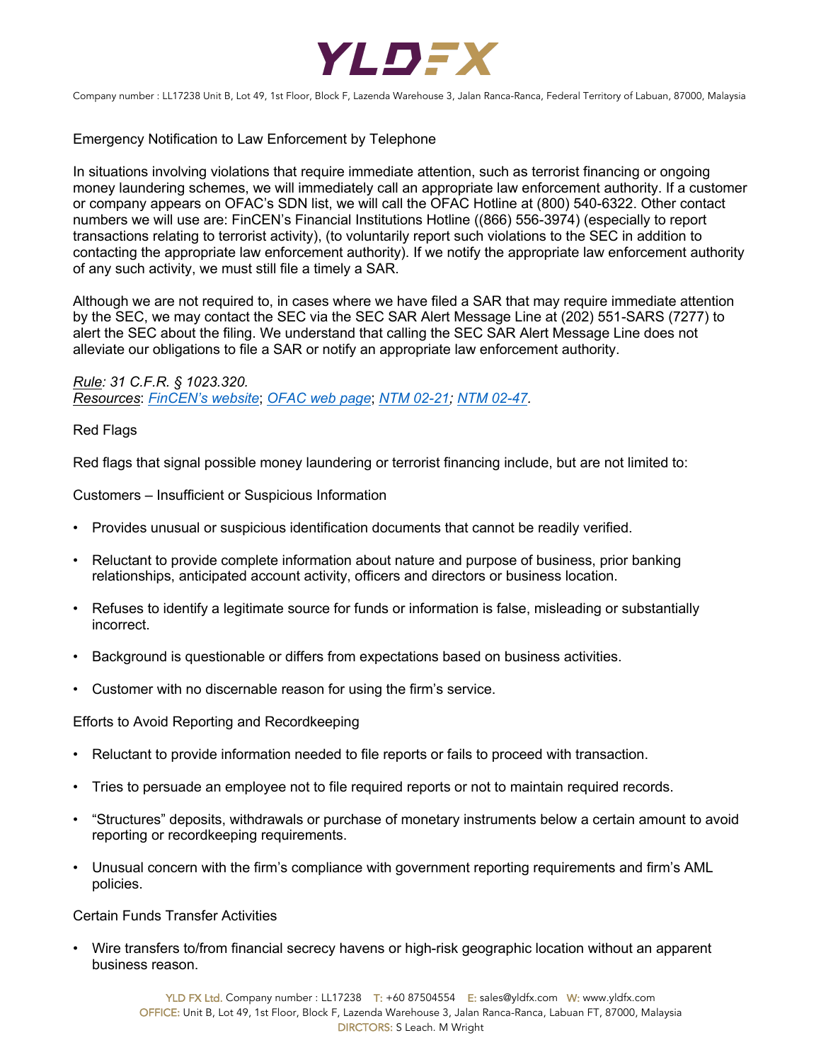Emergency Notification to Law Enforcement by Telephone

In situations involving violations that require immediate attention, such as terrorist financing or ongoing money laundering schemes, we will immediately call an appropriate law enforcement authority. If a customer or company appears on OFAC's SDN list, we will call the OFAC Hotline at (800) 540-6322. Other contact numbers we will use are: FinCEN's Financial Institutions Hotline ((866) 556-3974) (especially to report transactions relating to terrorist activity), (to voluntarily report such violations to the SEC in addition to contacting the appropriate law enforcement authority). If we notify the appropriate law enforcement authority of any such activity, we must still file a timely a SAR.

Although we are not required to, in cases where we have filed a SAR that may require immediate attention by the SEC, we may contact the SEC via the SEC SAR Alert Message Line at (202) 551-SARS (7277) to alert the SEC about the filing. We understand that calling the SEC SAR Alert Message Line does not alleviate our obligations to file a SAR or notify an appropriate law enforcement authority.

*Rule: 31 C.F.R. § 1023.320.*
*Resources: FinCEN's website; OFAC web page; NTM 02-21; NTM 02-47.*

Red Flags

Red flags that signal possible money laundering or terrorist financing include, but are not limited to:

Customers – Insufficient or Suspicious Information

- Provides unusual or suspicious identification documents that cannot be readily verified.
- Reluctant to provide complete information about nature and purpose of business, prior banking relationships, anticipated account activity, officers and directors or business location.
- Refuses to identify a legitimate source for funds or information is false, misleading or substantially incorrect.
- Background is questionable or differs from expectations based on business activities.
- Customer with no discernable reason for using the firm's service.

Efforts to Avoid Reporting and Recordkeeping

- Reluctant to provide information needed to file reports or fails to proceed with transaction.
- Tries to persuade an employee not to file required reports or not to maintain required records.
- "Structures" deposits, withdrawals or purchase of monetary instruments below a certain amount to avoid reporting or recordkeeping requirements.
- Unusual concern with the firm's compliance with government reporting requirements and firm's AML policies.

Certain Funds Transfer Activities

- Wire transfers to/from financial secrecy havens or high-risk geographic location without an apparent business reason.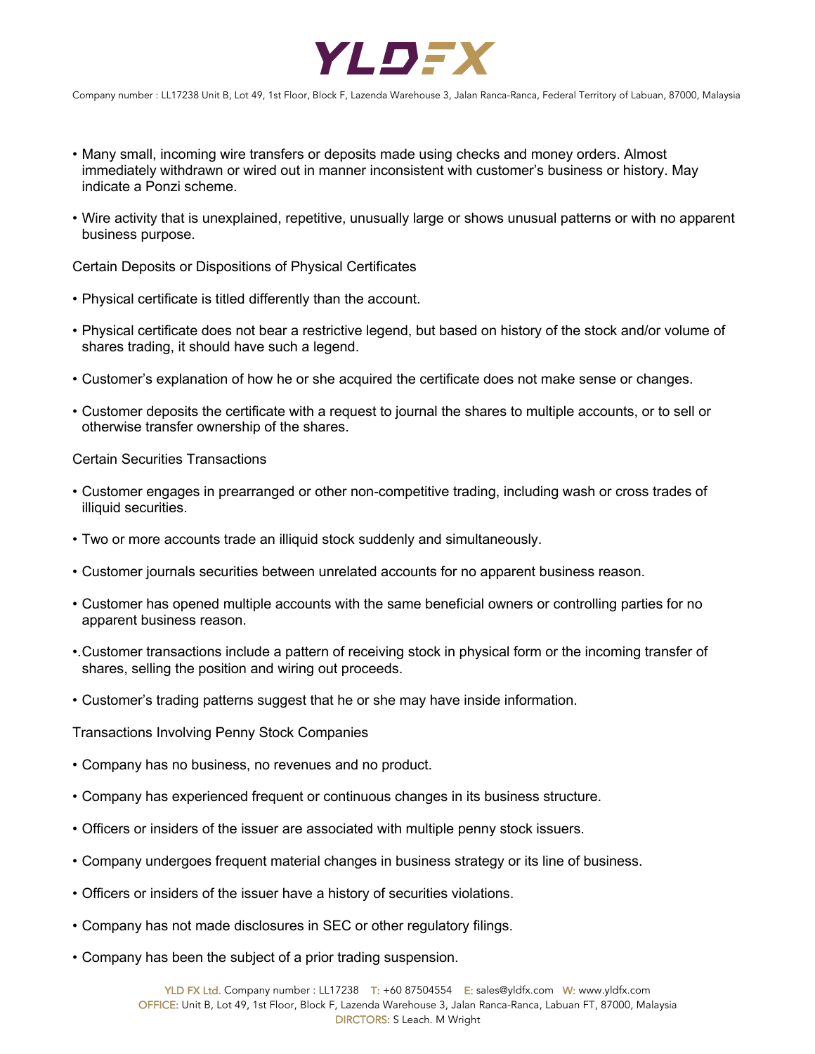- Many small, incoming wire transfers or deposits made using checks and money orders. Almost immediately withdrawn or wired out in manner inconsistent with customer's business or history. May indicate a Ponzi scheme.

- Wire activity that is unexplained, repetitive, unusually large or shows unusual patterns or with no apparent business purpose.

Certain Deposits or Dispositions of Physical Certificates

- Physical certificate is titled differently than the account.

- Physical certificate does not bear a restrictive legend, but based on history of the stock and/or volume of shares trading, it should have such a legend.

- Customer's explanation of how he or she acquired the certificate does not make sense or changes.

- Customer deposits the certificate with a request to journal the shares to multiple accounts, or to sell or otherwise transfer ownership of the shares.

Certain Securities Transactions

- Customer engages in prearranged or other non-competitive trading, including wash or cross trades of illiquid securities.

- Two or more accounts trade an illiquid stock suddenly and simultaneously.

- Customer journals securities between unrelated accounts for no apparent business reason.

- Customer has opened multiple accounts with the same beneficial owners or controlling parties for no apparent business reason.

- Customer transactions include a pattern of receiving stock in physical form or the incoming transfer of shares, selling the position and wiring out proceeds.

- Customer's trading patterns suggest that he or she may have inside information.

Transactions Involving Penny Stock Companies

- Company has no business, no revenues and no product.

- Company has experienced frequent or continuous changes in its business structure.

- Officers or insiders of the issuer are associated with multiple penny stock issuers.

- Company undergoes frequent material changes in business strategy or its line of business.

- Officers or insiders of the issuer have a history of securities violations.

- Company has not made disclosures in SEC or other regulatory filings.

- Company has been the subject of a prior trading suspension.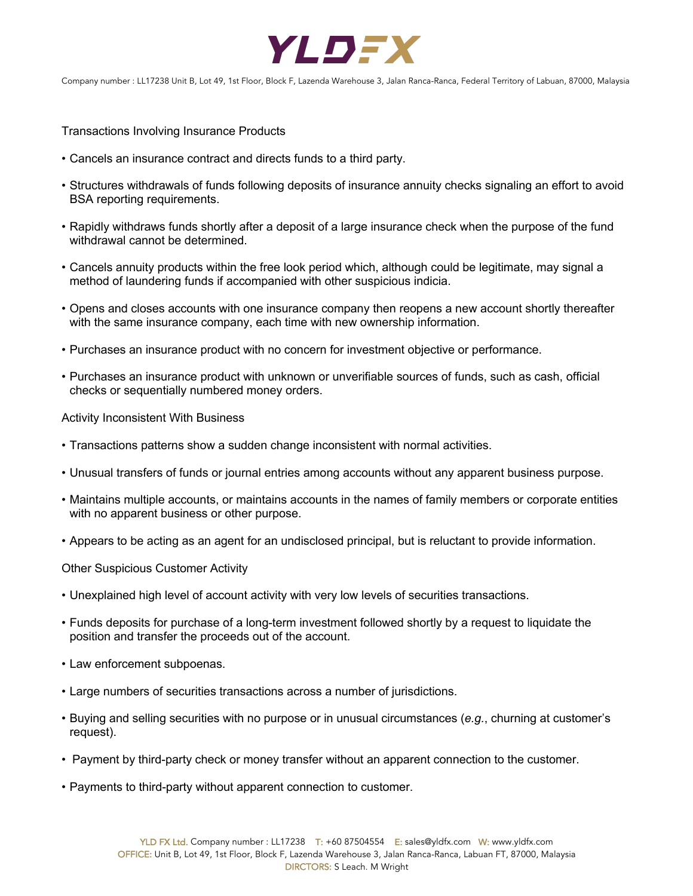Transactions Involving Insurance Products

- Cancels an insurance contract and directs funds to a third party.
- Structures withdrawals of funds following deposits of insurance annuity checks signaling an effort to avoid BSA reporting requirements.
- Rapidly withdraws funds shortly after a deposit of a large insurance check when the purpose of the fund withdrawal cannot be determined.
- Cancels annuity products within the free look period which, although could be legitimate, may signal a method of laundering funds if accompanied with other suspicious indicia.
- Opens and closes accounts with one insurance company then reopens a new account shortly thereafter with the same insurance company, each time with new ownership information.
- Purchases an insurance product with no concern for investment objective or performance.
- Purchases an insurance product with unknown or unverifiable sources of funds, such as cash, official checks or sequentially numbered money orders.

Activity Inconsistent With Business

- Transactions patterns show a sudden change inconsistent with normal activities.
- Unusual transfers of funds or journal entries among accounts without any apparent business purpose.
- Maintains multiple accounts, or maintains accounts in the names of family members or corporate entities with no apparent business or other purpose.
- Appears to be acting as an agent for an undisclosed principal, but is reluctant to provide information.

Other Suspicious Customer Activity

- Unexplained high level of account activity with very low levels of securities transactions.
- Funds deposits for purchase of a long-term investment followed shortly by a request to liquidate the position and transfer the proceeds out of the account.
- Law enforcement subpoenas.
- Large numbers of securities transactions across a number of jurisdictions.
- Buying and selling securities with no purpose or in unusual circumstances (*e.g.*, churning at customer's request).
- Payment by third-party check or money transfer without an apparent connection to the customer.
- Payments to third-party without apparent connection to customer.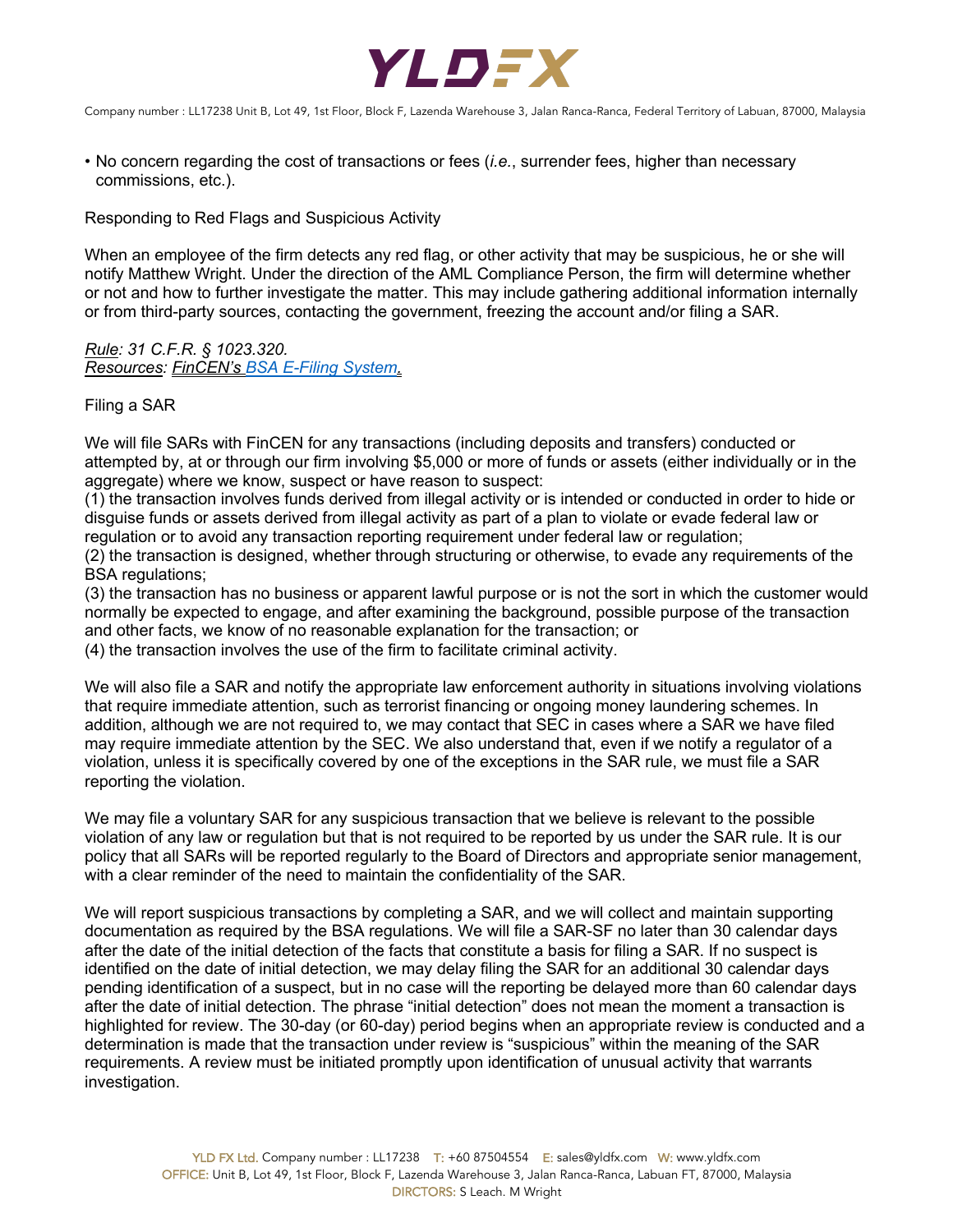- No concern regarding the cost of transactions or fees (*i.e.*, surrender fees, higher than necessary commissions, etc.).

Responding to Red Flags and Suspicious Activity

When an employee of the firm detects any red flag, or other activity that may be suspicious, he or she will notify Matthew Wright. Under the direction of the AML Compliance Person, the firm will determine whether or not and how to further investigate the matter. This may include gathering additional information internally or from third-party sources, contacting the government, freezing the account and/or filing a SAR.

*Rule: 31 C.F.R. § 1023.320.*
*Resources: FinCEN's BSA E-Filing System.*

Filing a SAR

We will file SARs with FinCEN for any transactions (including deposits and transfers) conducted or attempted by, at or through our firm involving $5,000 or more of funds or assets (either individually or in the aggregate) where we know, suspect or have reason to suspect:
(1) the transaction involves funds derived from illegal activity or is intended or conducted in order to hide or disguise funds or assets derived from illegal activity as part of a plan to violate or evade federal law or regulation or to avoid any transaction reporting requirement under federal law or regulation;
(2) the transaction is designed, whether through structuring or otherwise, to evade any requirements of the BSA regulations;
(3) the transaction has no business or apparent lawful purpose or is not the sort in which the customer would normally be expected to engage, and after examining the background, possible purpose of the transaction and other facts, we know of no reasonable explanation for the transaction; or
(4) the transaction involves the use of the firm to facilitate criminal activity.

We will also file a SAR and notify the appropriate law enforcement authority in situations involving violations that require immediate attention, such as terrorist financing or ongoing money laundering schemes. In addition, although we are not required to, we may contact that SEC in cases where a SAR we have filed may require immediate attention by the SEC. We also understand that, even if we notify a regulator of a violation, unless it is specifically covered by one of the exceptions in the SAR rule, we must file a SAR reporting the violation.

We may file a voluntary SAR for any suspicious transaction that we believe is relevant to the possible violation of any law or regulation but that is not required to be reported by us under the SAR rule. It is our policy that all SARs will be reported regularly to the Board of Directors and appropriate senior management, with a clear reminder of the need to maintain the confidentiality of the SAR.

We will report suspicious transactions by completing a SAR, and we will collect and maintain supporting documentation as required by the BSA regulations. We will file a SAR-SF no later than 30 calendar days after the date of the initial detection of the facts that constitute a basis for filing a SAR. If no suspect is identified on the date of initial detection, we may delay filing the SAR for an additional 30 calendar days pending identification of a suspect, but in no case will the reporting be delayed more than 60 calendar days after the date of initial detection. The phrase "initial detection" does not mean the moment a transaction is highlighted for review. The 30-day (or 60-day) period begins when an appropriate review is conducted and a determination is made that the transaction under review is "suspicious" within the meaning of the SAR requirements. A review must be initiated promptly upon identification of unusual activity that warrants investigation.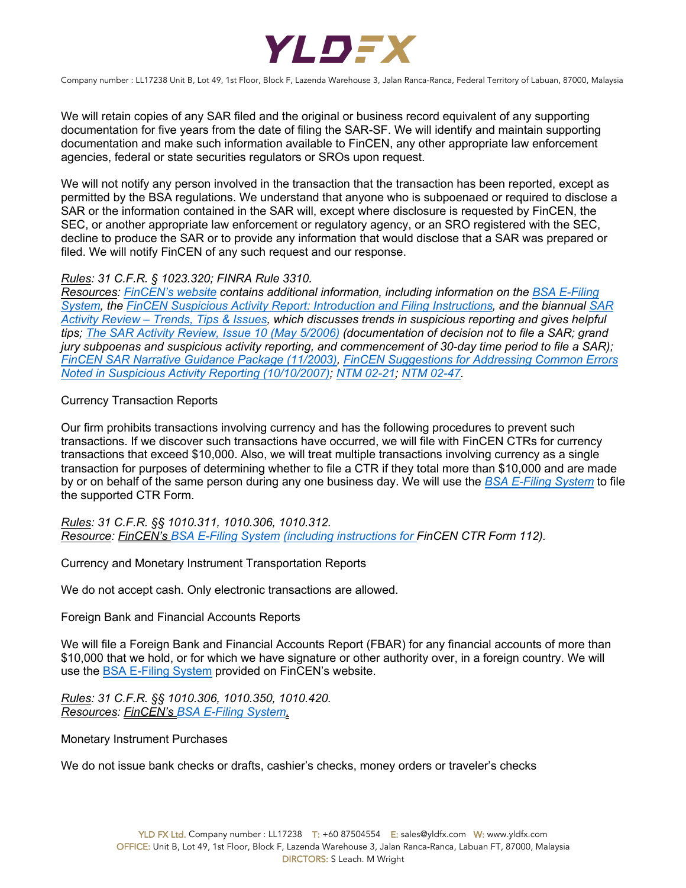We will retain copies of any SAR filed and the original or business record equivalent of any supporting documentation for five years from the date of filing the SAR-SF. We will identify and maintain supporting documentation and make such information available to FinCEN, any other appropriate law enforcement agencies, federal or state securities regulators or SROs upon request.

We will not notify any person involved in the transaction that the transaction has been reported, except as permitted by the BSA regulations. We understand that anyone who is subpoenaed or required to disclose a SAR or the information contained in the SAR will, except where disclosure is requested by FinCEN, the SEC, or another appropriate law enforcement or regulatory agency, or an SRO registered with the SEC, decline to produce the SAR or to provide any information that would disclose that a SAR was prepared or filed. We will notify FinCEN of any such request and our response.

*Rules: 31 C.F.R. § 1023.320; FINRA Rule 3310.*
*Resources: FinCEN's website contains additional information, including information on the BSA E-Filing System, the FinCEN Suspicious Activity Report: Introduction and Filing Instructions, and the biannual SAR Activity Review – Trends, Tips & Issues, which discusses trends in suspicious reporting and gives helpful tips; The SAR Activity Review, Issue 10 (May 5/2006) (documentation of decision not to file a SAR; grand jury subpoenas and suspicious activity reporting, and commencement of 30-day time period to file a SAR); FinCEN SAR Narrative Guidance Package (11/2003), FinCEN Suggestions for Addressing Common Errors Noted in Suspicious Activity Reporting (10/10/2007); NTM 02-21; NTM 02-47.*

Currency Transaction Reports

Our firm prohibits transactions involving currency and has the following procedures to prevent such transactions. If we discover such transactions have occurred, we will file with FinCEN CTRs for currency transactions that exceed $10,000. Also, we will treat multiple transactions involving currency as a single transaction for purposes of determining whether to file a CTR if they total more than $10,000 and are made by or on behalf of the same person during any one business day. We will use the BSA E-Filing System to file the supported CTR Form.

*Rules: 31 C.F.R. §§ 1010.311, 1010.306, 1010.312.*
*Resource: FinCEN's BSA E-Filing System (including instructions for FinCEN CTR Form 112).*

Currency and Monetary Instrument Transportation Reports

We do not accept cash. Only electronic transactions are allowed.

Foreign Bank and Financial Accounts Reports

We will file a Foreign Bank and Financial Accounts Report (FBAR) for any financial accounts of more than $10,000 that we hold, or for which we have signature or other authority over, in a foreign country. We will use the BSA E-Filing System provided on FinCEN's website.

*Rules: 31 C.F.R. §§ 1010.306, 1010.350, 1010.420.*
*Resources: FinCEN's BSA E-Filing System.*

Monetary Instrument Purchases

We do not issue bank checks or drafts, cashier's checks, money orders or traveler's checks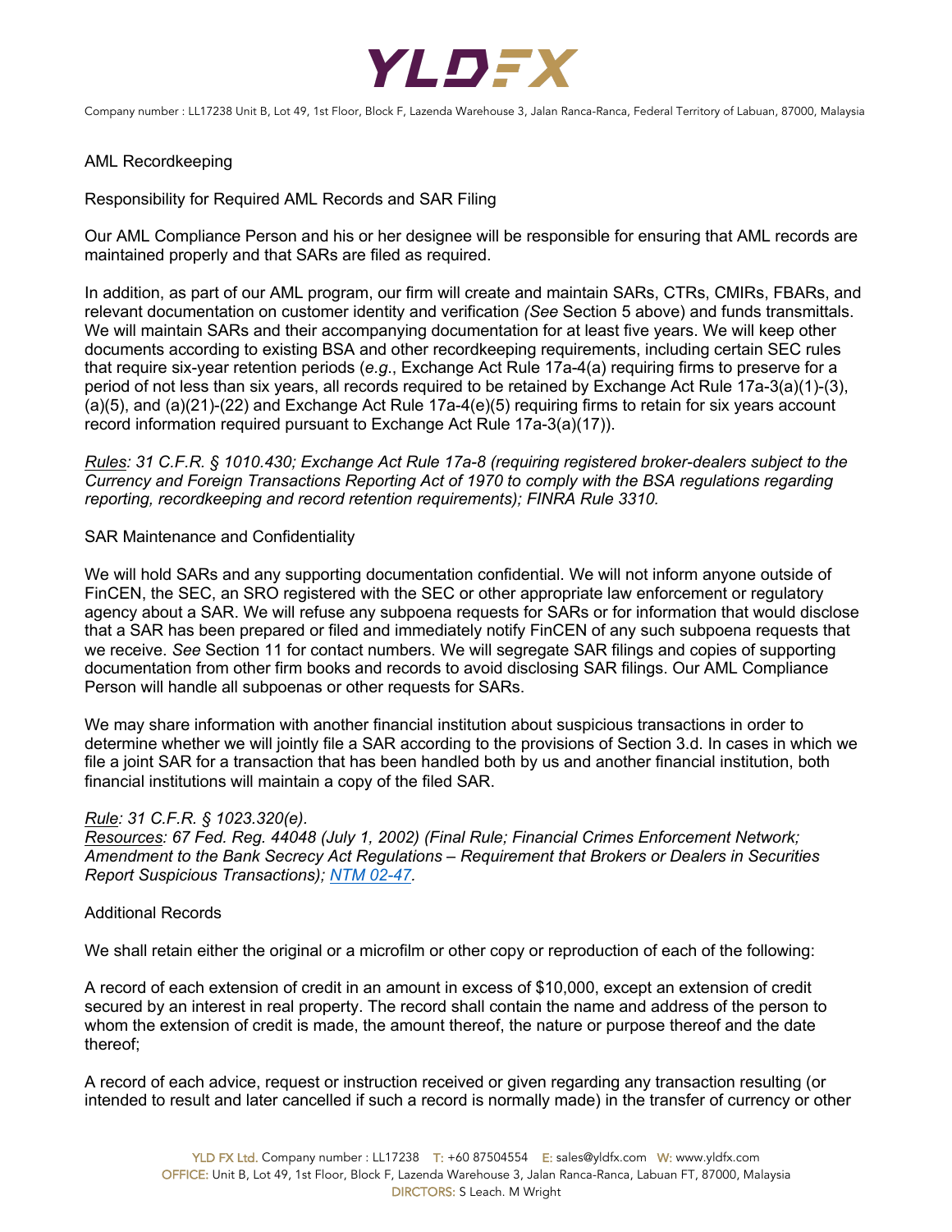## AML Recordkeeping

### Responsibility for Required AML Records and SAR Filing

Our AML Compliance Person and his or her designee will be responsible for ensuring that AML records are maintained properly and that SARs are filed as required.

In addition, as part of our AML program, our firm will create and maintain SARs, CTRs, CMIRs, FBARs, and relevant documentation on customer identity and verification *(See* Section 5 above) and funds transmittals. We will maintain SARs and their accompanying documentation for at least five years. We will keep other documents according to existing BSA and other recordkeeping requirements, including certain SEC rules that require six-year retention periods (*e.g*., Exchange Act Rule 17a-4(a) requiring firms to preserve for a period of not less than six years, all records required to be retained by Exchange Act Rule 17a-3(a)(1)-(3), (a)(5), and (a)(21)-(22) and Exchange Act Rule 17a-4(e)(5) requiring firms to retain for six years account record information required pursuant to Exchange Act Rule 17a-3(a)(17)).

*Rules: 31 C.F.R. § 1010.430; Exchange Act Rule 17a-8 (requiring registered broker-dealers subject to the Currency and Foreign Transactions Reporting Act of 1970 to comply with the BSA regulations regarding reporting, recordkeeping and record retention requirements); FINRA Rule 3310.*

### SAR Maintenance and Confidentiality

We will hold SARs and any supporting documentation confidential. We will not inform anyone outside of FinCEN, the SEC, an SRO registered with the SEC or other appropriate law enforcement or regulatory agency about a SAR. We will refuse any subpoena requests for SARs or for information that would disclose that a SAR has been prepared or filed and immediately notify FinCEN of any such subpoena requests that we receive. *See* Section 11 for contact numbers. We will segregate SAR filings and copies of supporting documentation from other firm books and records to avoid disclosing SAR filings. Our AML Compliance Person will handle all subpoenas or other requests for SARs.

We may share information with another financial institution about suspicious transactions in order to determine whether we will jointly file a SAR according to the provisions of Section 3.d. In cases in which we file a joint SAR for a transaction that has been handled both by us and another financial institution, both financial institutions will maintain a copy of the filed SAR.

*Rule: 31 C.F.R. § 1023.320(e).*
*Resources: 67 Fed. Reg. 44048 (July 1, 2002) (Final Rule; Financial Crimes Enforcement Network; Amendment to the Bank Secrecy Act Regulations – Requirement that Brokers or Dealers in Securities Report Suspicious Transactions); NTM 02-47.*

### Additional Records

We shall retain either the original or a microfilm or other copy or reproduction of each of the following:

A record of each extension of credit in an amount in excess of $10,000, except an extension of credit secured by an interest in real property. The record shall contain the name and address of the person to whom the extension of credit is made, the amount thereof, the nature or purpose thereof and the date thereof;

A record of each advice, request or instruction received or given regarding any transaction resulting (or intended to result and later cancelled if such a record is normally made) in the transfer of currency or other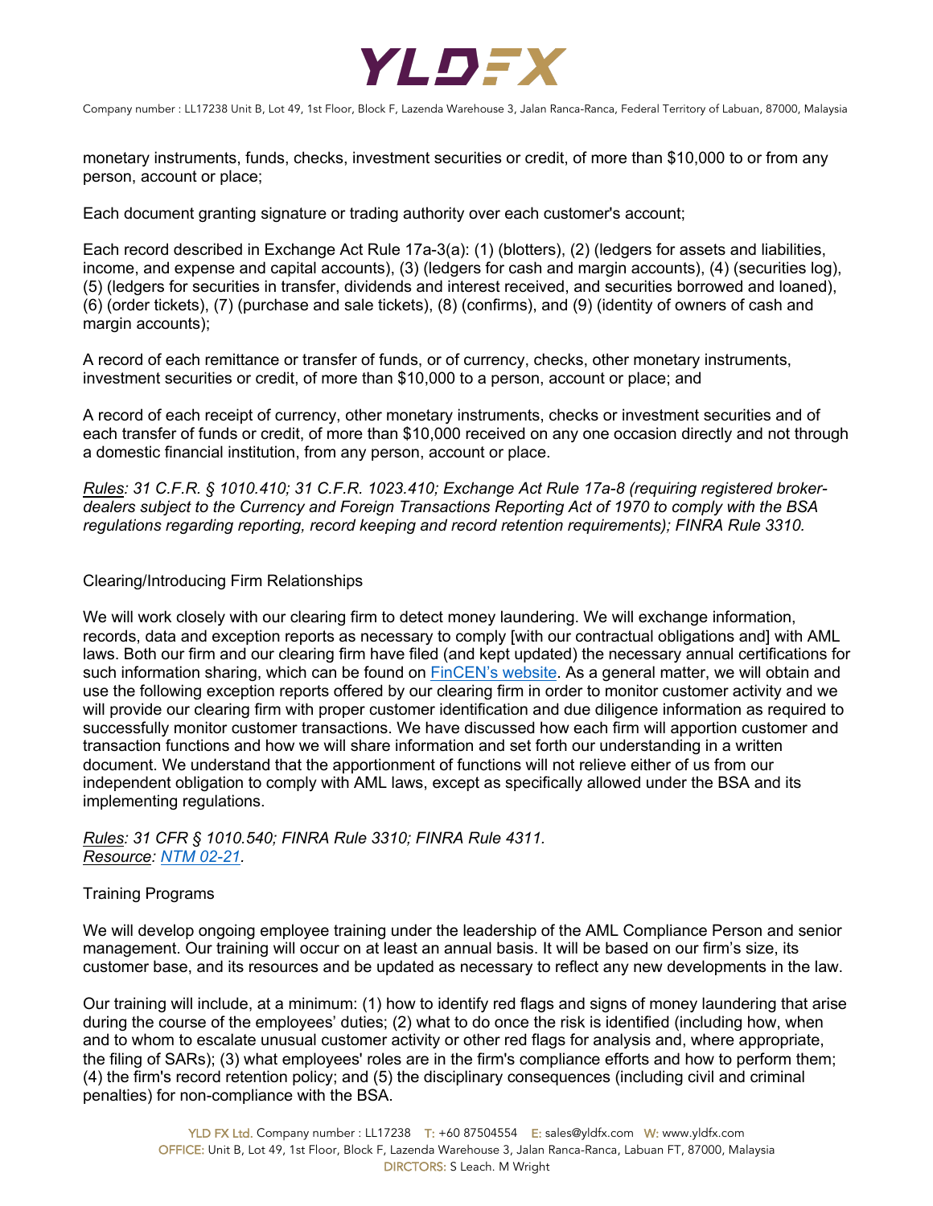monetary instruments, funds, checks, investment securities or credit, of more than $10,000 to or from any person, account or place;

Each document granting signature or trading authority over each customer's account;

Each record described in Exchange Act Rule 17a-3(a): (1) (blotters), (2) (ledgers for assets and liabilities, income, and expense and capital accounts), (3) (ledgers for cash and margin accounts), (4) (securities log), (5) (ledgers for securities in transfer, dividends and interest received, and securities borrowed and loaned), (6) (order tickets), (7) (purchase and sale tickets), (8) (confirms), and (9) (identity of owners of cash and margin accounts);

A record of each remittance or transfer of funds, or of currency, checks, other monetary instruments, investment securities or credit, of more than $10,000 to a person, account or place; and

A record of each receipt of currency, other monetary instruments, checks or investment securities and of each transfer of funds or credit, of more than $10,000 received on any one occasion directly and not through a domestic financial institution, from any person, account or place.

*Rules: 31 C.F.R. § 1010.410; 31 C.F.R. 1023.410; Exchange Act Rule 17a-8 (requiring registered broker-dealers subject to the Currency and Foreign Transactions Reporting Act of 1970 to comply with the BSA regulations regarding reporting, record keeping and record retention requirements); FINRA Rule 3310.*

Clearing/Introducing Firm Relationships

We will work closely with our clearing firm to detect money laundering. We will exchange information, records, data and exception reports as necessary to comply [with our contractual obligations and] with AML laws. Both our firm and our clearing firm have filed (and kept updated) the necessary annual certifications for such information sharing, which can be found on FinCEN's website. As a general matter, we will obtain and use the following exception reports offered by our clearing firm in order to monitor customer activity and we will provide our clearing firm with proper customer identification and due diligence information as required to successfully monitor customer transactions. We have discussed how each firm will apportion customer and transaction functions and how we will share information and set forth our understanding in a written document. We understand that the apportionment of functions will not relieve either of us from our independent obligation to comply with AML laws, except as specifically allowed under the BSA and its implementing regulations.

*Rules: 31 CFR § 1010.540; FINRA Rule 3310; FINRA Rule 4311.*
*Resource: NTM 02-21.*

Training Programs

We will develop ongoing employee training under the leadership of the AML Compliance Person and senior management. Our training will occur on at least an annual basis. It will be based on our firm's size, its customer base, and its resources and be updated as necessary to reflect any new developments in the law.

Our training will include, at a minimum: (1) how to identify red flags and signs of money laundering that arise during the course of the employees' duties; (2) what to do once the risk is identified (including how, when and to whom to escalate unusual customer activity or other red flags for analysis and, where appropriate, the filing of SARs); (3) what employees' roles are in the firm's compliance efforts and how to perform them; (4) the firm's record retention policy; and (5) the disciplinary consequences (including civil and criminal penalties) for non-compliance with the BSA.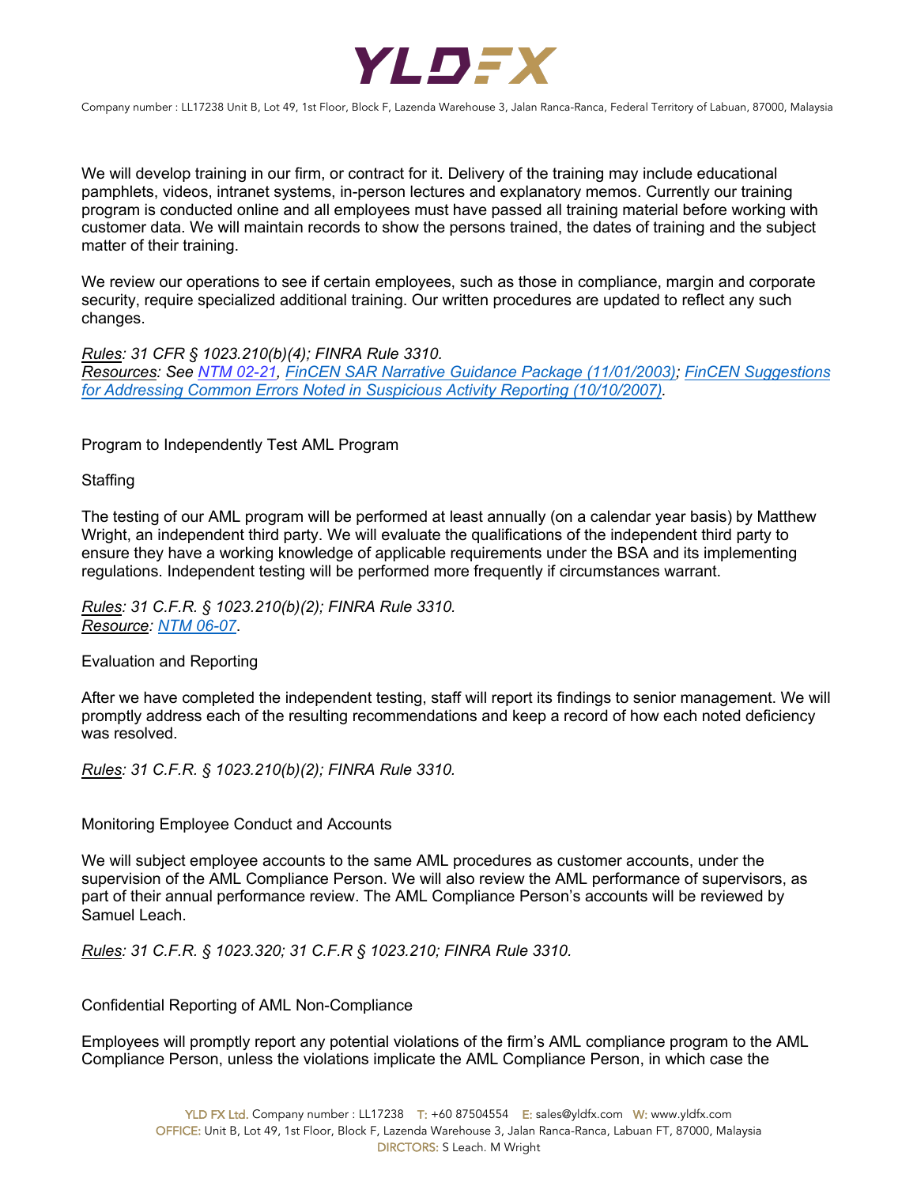We will develop training in our firm, or contract for it. Delivery of the training may include educational pamphlets, videos, intranet systems, in-person lectures and explanatory memos. Currently our training program is conducted online and all employees must have passed all training material before working with customer data. We will maintain records to show the persons trained, the dates of training and the subject matter of their training.

We review our operations to see if certain employees, such as those in compliance, margin and corporate security, require specialized additional training. Our written procedures are updated to reflect any such changes.

*Rules: 31 CFR § 1023.210(b)(4); FINRA Rule 3310.*
*Resources: See NTM 02-21, FinCEN SAR Narrative Guidance Package (11/01/2003); FinCEN Suggestions for Addressing Common Errors Noted in Suspicious Activity Reporting (10/10/2007).*

## Program to Independently Test AML Program

### Staffing

The testing of our AML program will be performed at least annually (on a calendar year basis) by Matthew Wright, an independent third party. We will evaluate the qualifications of the independent third party to ensure they have a working knowledge of applicable requirements under the BSA and its implementing regulations. Independent testing will be performed more frequently if circumstances warrant.

*Rules: 31 C.F.R. § 1023.210(b)(2); FINRA Rule 3310.*
*Resource: NTM 06-07.*

### Evaluation and Reporting

After we have completed the independent testing, staff will report its findings to senior management. We will promptly address each of the resulting recommendations and keep a record of how each noted deficiency was resolved.

*Rules: 31 C.F.R. § 1023.210(b)(2); FINRA Rule 3310.*

## Monitoring Employee Conduct and Accounts

We will subject employee accounts to the same AML procedures as customer accounts, under the supervision of the AML Compliance Person. We will also review the AML performance of supervisors, as part of their annual performance review. The AML Compliance Person's accounts will be reviewed by Samuel Leach.

*Rules: 31 C.F.R. § 1023.320; 31 C.F.R § 1023.210; FINRA Rule 3310.*

## Confidential Reporting of AML Non-Compliance

Employees will promptly report any potential violations of the firm's AML compliance program to the AML Compliance Person, unless the violations implicate the AML Compliance Person, in which case the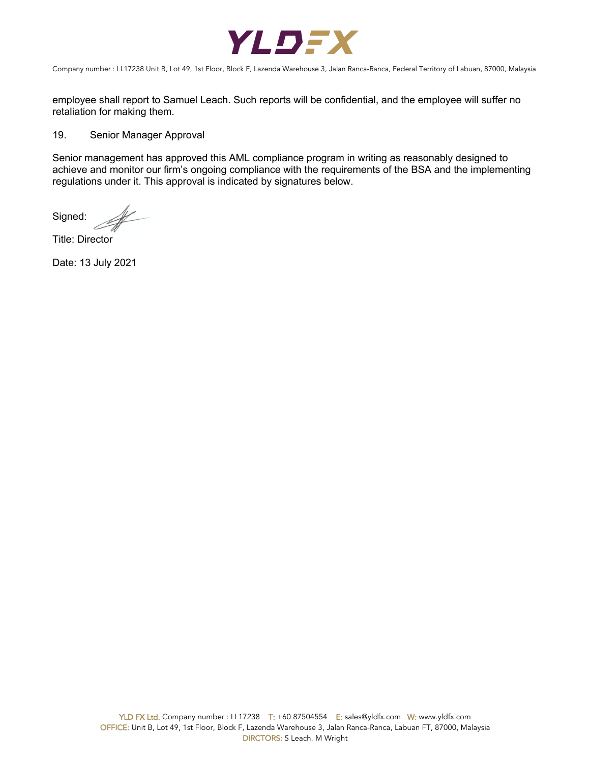employee shall report to Samuel Leach. Such reports will be confidential, and the employee will suffer no retaliation for making them.

19. Senior Manager Approval

Senior management has approved this AML compliance program in writing as reasonably designed to achieve and monitor our firm's ongoing compliance with the requirements of the BSA and the implementing regulations under it. This approval is indicated by signatures below.

Signed:

Title: Director

Date: 13 July 2021